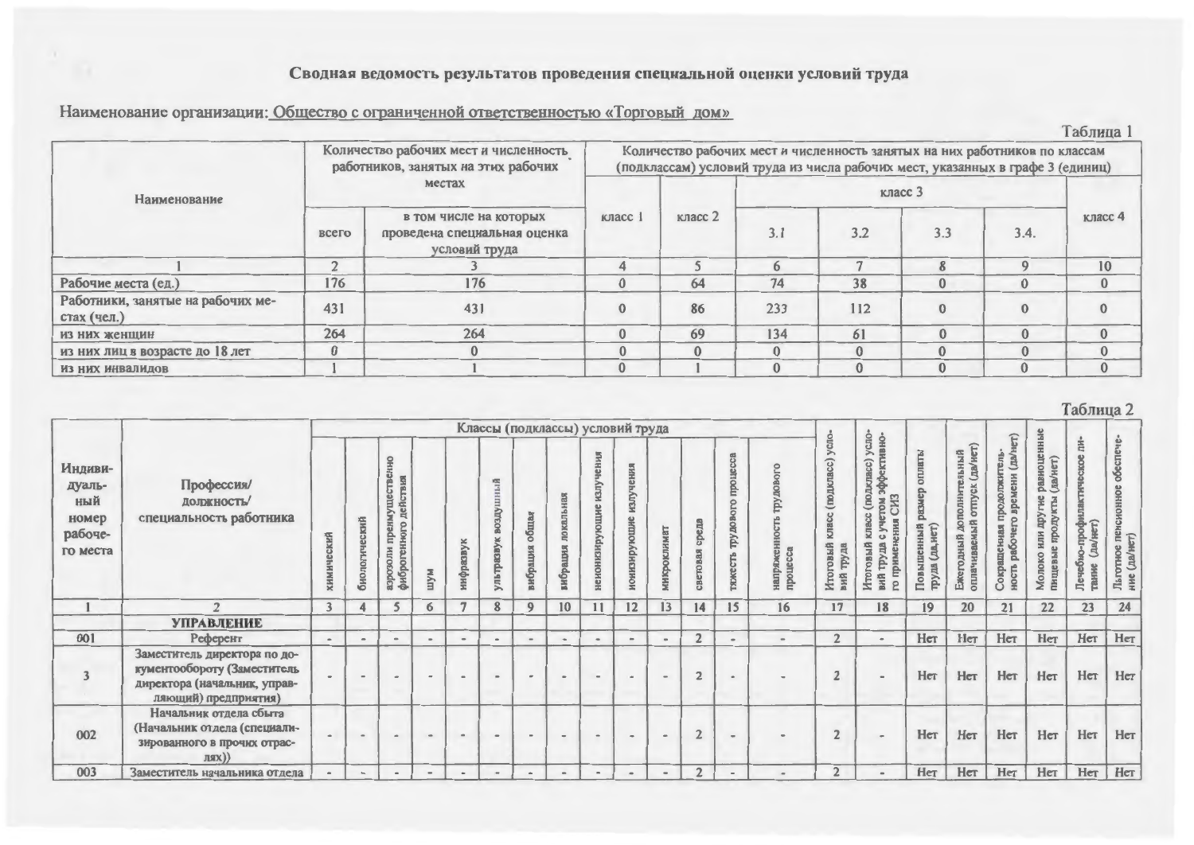# Сводная ведомость результатов проведения специальной оценки условий труда

Наименование организации: Общество с ограниченной ответственностью «Торговый дом»

Таблица 1

| Наименование | Количество рабочих мест и численность работников, занятых на этих рабочих местах | | Количество рабочих мест и численность занятых на них работников по классам (подклассам) условий труда из числа рабочих мест, указанных в графе 3 (единиц) | | | | | | |
|---|---|---|---|---|---|---|---|---|---|
| | всего | в том числе на которых проведена специальная оценка условий труда | класс 1 | класс 2 | класс 3 | | | | класс 4 |
| | | | | | 3.1 | 3.2 | 3.3 | 3.4. | |
| 1 | 2 | 3 | 4 | 5 | 6 | 7 | 8 | 9 | 10 |
| Рабочие места (ед.) | 176 | 176 | 0 | 64 | 74 | 38 | 0 | 0 | 0 |
| Работники, занятые на рабочих местах (чел.) | 431 | 431 | 0 | 86 | 233 | 112 | 0 | 0 | 0 |
| из них женщин | 264 | 264 | 0 | 69 | 134 | 61 | 0 | 0 | 0 |
| из них лиц в возрасте до 18 лет | 0 | 0 | 0 | 0 | 0 | 0 | 0 | 0 | 0 |
| из них инвалидов | 1 | 1 | 0 | 1 | 0 | 0 | 0 | 0 | 0 |

Таблица 2

| Индивидуальный номер рабочего места | Профессия/ должность/ специальность работника | Классы (подклассы) условий труда | | | | | | | | | | | | | | Итоговый класс (подкласс) условий труда | Итоговый класс (подкласс) условий труда с учетом эффективного применения СИЗ | Повышенный размер оплаты труда (да,нет) | Ежегодный дополнительный оплачиваемый отпуск (да/нет) | Сокращенная продолжительность рабочего времени (да/нет) | Молоко или другие равноценные пищевые продукты (да/нет) | Лечебно-профилактическое питание (да/нет) | Льготное пенсионное обеспечение (да/нет) |
|---|---|---|---|---|---|---|---|---|---|---|---|---|---|---|---|---|---|---|---|---|---|---|---|
| | | химический | биологический | аэрозоли преимущественно фиброгенного действия | шум | инфразвук | ультразвук воздушный | вибрация общая | вибрация локальная | неионизирующие излучения | ионизирующие излучения | микроклимат | световая среда | тяжесть трудового процесса | напряженность трудового процесса | | | | | | | | |
| 1 | 2 | 3 | 4 | 5 | 6 | 7 | 8 | 9 | 10 | 11 | 12 | 13 | 14 | 15 | 16 | 17 | 18 | 19 | 20 | 21 | 22 | 23 | 24 |
| | **УПРАВЛЕНИЕ** | | | | | | | | | | | | | | | | | | | | | | |
| 001 | Референт | - | - | - | - | - | - | - | - | - | - | - | 2 | - | - | 2 | - | Нет | Нет | Нет | Нет | Нет | Нет |
| 3 | Заместитель директора по документообороту (Заместитель директора (начальник, управляющий) предприятия) | - | - | - | - | - | - | - | - | - | - | - | 2 | - | - | 2 | - | Нет | Нет | Нет | Нет | Нет | Нет |
| 002 | Начальник отдела сбыта (Начальник отдела (специализированного в прочих отраслях)) | - | - | - | - | - | - | - | - | - | - | - | 2 | - | - | 2 | - | Нет | Нет | Нет | Нет | Нет | Нет |
| 003 | Заместитель начальника отдела | - | - | - | - | - | - | - | - | - | - | - | 2 | - | - | 2 | - | Нет | Нет | Нет | Нет | Нет | Нет |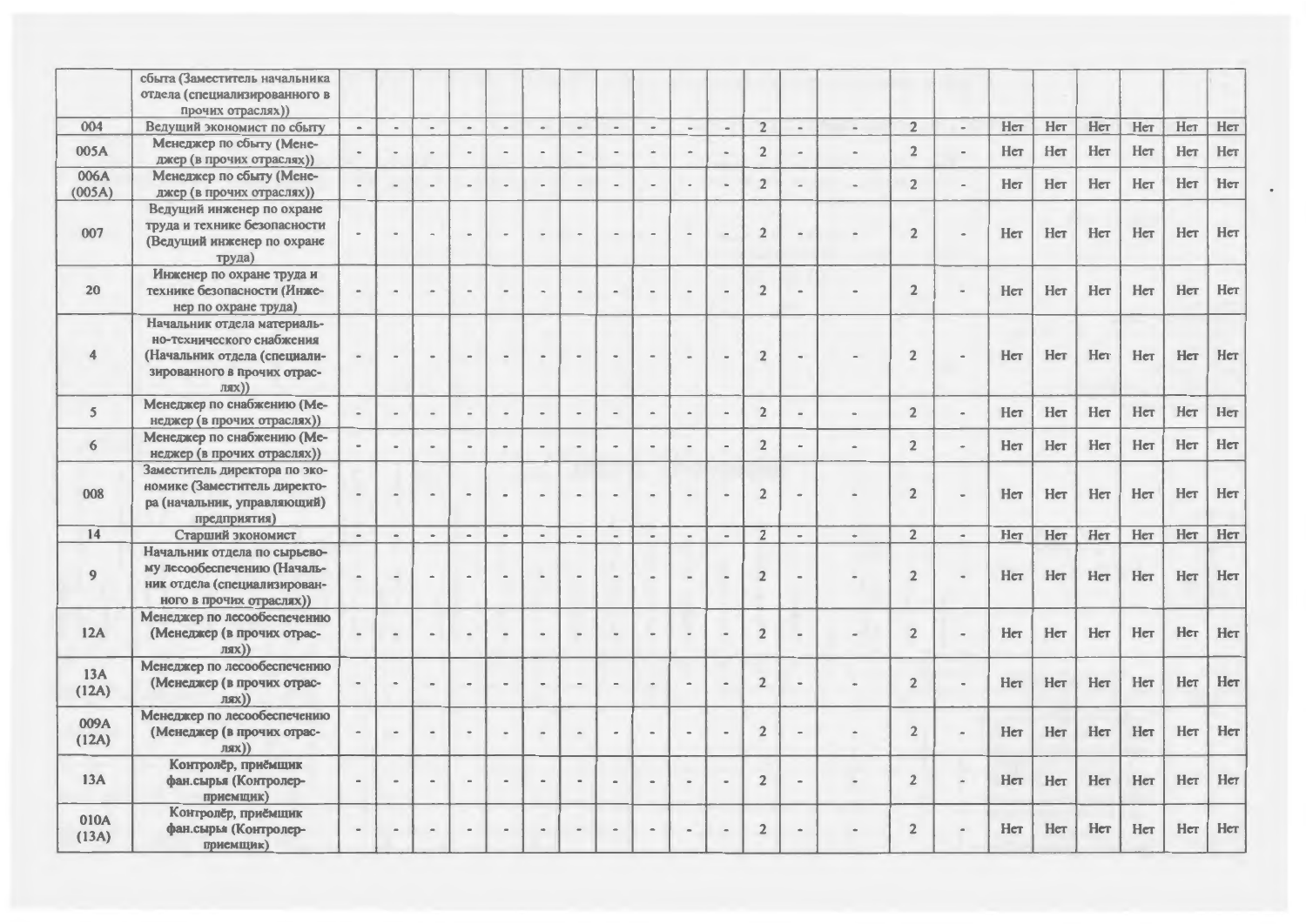| | | | | | | | | | | | | | | | | | | | | | | | |
|---|---|---|---|---|---|---|---|---|---|---|---|---|---|---|---|---|---|---|---|---|---|---|---|
| | сбыта (Заместитель начальника отдела (специализированного в прочих отраслях)) | | | | | | | | | | | | | | | | | | | | | | |
| 004 | Ведущий экономист по сбыту | - | - | - | - | - | - | - | - | - | - | - | 2 | - | - | 2 | - | Нет | Нет | Нет | Нет | Нет | Нет |
| 005А | Менеджер по сбыту (Менеджер (в прочих отраслях)) | - | - | - | - | - | - | - | - | - | - | - | 2 | - | - | 2 | - | Нет | Нет | Нет | Нет | Нет | Нет |
| 006А (005А) | Менеджер по сбыту (Менеджер (в прочих отраслях)) | - | - | - | - | - | - | - | - | - | - | - | 2 | - | - | 2 | - | Нет | Нет | Нет | Нет | Нет | Нет |
| 007 | Ведущий инженер по охране труда и технике безопасности (Ведущий инженер по охране труда) | - | - | - | - | - | - | - | - | - | - | - | 2 | - | - | 2 | - | Нет | Нет | Нет | Нет | Нет | Нет |
| 20 | Инженер по охране труда и технике безопасности (Инженер по охране труда) | - | - | - | - | - | - | - | - | - | - | - | 2 | - | - | 2 | - | Нет | Нет | Нет | Нет | Нет | Нет |
| 4 | Начальник отдела материально-технического снабжения (Начальник отдела (специализированного в прочих отраслях)) | - | - | - | - | - | - | - | - | - | - | - | 2 | - | - | 2 | - | Нет | Нет | Нет | Нет | Нет | Нет |
| 5 | Менеджер по снабжению (Менеджер (в прочих отраслях)) | - | - | - | - | - | - | - | - | - | - | - | 2 | - | - | 2 | - | Нет | Нет | Нет | Нет | Нет | Нет |
| 6 | Менеджер по снабжению (Менеджер (в прочих отраслях)) | - | - | - | - | - | - | - | - | - | - | - | 2 | - | - | 2 | - | Нет | Нет | Нет | Нет | Нет | Нет |
| 008 | Заместитель директора по экономике (Заместитель директора (начальник, управляющий) предприятия) | - | - | - | - | - | - | - | - | - | - | - | 2 | - | - | 2 | - | Нет | Нет | Нет | Нет | Нет | Нет |
| 14 | Старший экономист | - | - | - | - | - | - | - | - | - | - | - | 2 | - | - | 2 | - | Нет | Нет | Нет | Нет | Нет | Нет |
| 9 | Начальник отдела по сырьевому лесообеспечению (Начальник отдела (специализированного в прочих отраслях)) | - | - | - | - | - | - | - | - | - | - | - | 2 | - | - | 2 | - | Нет | Нет | Нет | Нет | Нет | Нет |
| 12А | Менеджер по лесообеспечению (Менеджер (в прочих отраслях)) | - | - | - | - | - | - | - | - | - | - | - | 2 | - | - | 2 | - | Нет | Нет | Нет | Нет | Нет | Нет |
| 13А (12А) | Менеджер по лесообеспечению (Менеджер (в прочих отраслях)) | - | - | - | - | - | - | - | - | - | - | - | 2 | - | - | 2 | - | Нет | Нет | Нет | Нет | Нет | Нет |
| 009А (12А) | Менеджер по лесообеспечению (Менеджер (в прочих отраслях)) | - | - | - | - | - | - | - | - | - | - | - | 2 | - | - | 2 | - | Нет | Нет | Нет | Нет | Нет | Нет |
| 13А | Контролёр, приёмщик фан.сырья (Контролер-приемщик) | - | - | - | - | - | - | - | - | - | - | - | 2 | - | - | 2 | - | Нет | Нет | Нет | Нет | Нет | Нет |
| 010А (13А) | Контролёр, приёмщик фан.сырья (Контролер-приемщик) | - | - | - | - | - | - | - | - | - | - | - | 2 | - | - | 2 | - | Нет | Нет | Нет | Нет | Нет | Нет |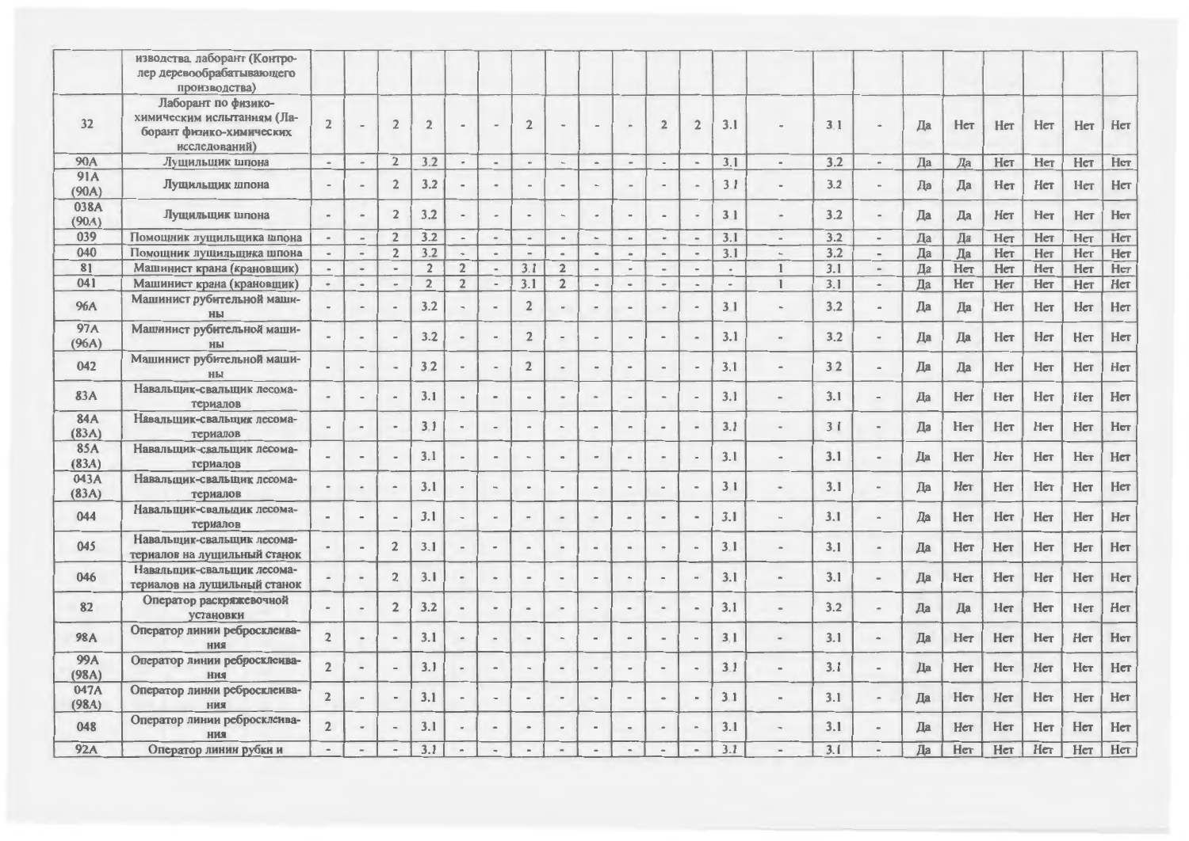| | | | | | | | | | | | | | | | | | | | | | | | |
|---|---|---|---|---|---|---|---|---|---|---|---|---|---|---|---|---|---|---|---|---|---|---|---|
| | изводства. лаборант (Контролер деревообрабатывающего производства) | | | | | | | | | | | | | | | | | | | | | | |
| 32 | Лаборант по физико-химическим испытаниям (Лаборант физико-химических исследований) | 2 | - | 2 | 2 | - | - | 2 | - | - | - | 2 | 2 | 3.1 | - | 3.1 | - | Да | Нет | Нет | Нет | Нет | Нет |
| 90А | Лущильщик шпона | - | - | 2 | 3.2 | - | - | - | - | - | - | - | - | 3.1 | - | 3.2 | - | Да | Да | Нет | Нет | Нет | Нет |
| 91А (90А) | Лущильщик шпона | - | - | 2 | 3.2 | - | - | - | - | - | - | - | - | 3.1 | - | 3.2 | - | Да | Да | Нет | Нет | Нет | Нет |
| 038А (90А) | Лущильщик шпона | - | - | 2 | 3.2 | - | - | - | - | - | - | - | - | 3.1 | - | 3.2 | - | Да | Да | Нет | Нет | Нет | Нет |
| 039 | Помощник лущильщика шпона | - | - | 2 | 3.2 | - | - | - | - | - | - | - | - | 3.1 | - | 3.2 | - | Да | Да | Нет | Нет | Нет | Нет |
| 040 | Помощник лущильщика шпона | - | - | 2 | 3.2 | - | - | - | - | - | - | - | - | 3.1 | - | 3.2 | - | Да | Да | Нет | Нет | Нет | Нет |
| 81 | Машинист крана (крановщик) | - | - | - | 2 | 2 | - | 3.1 | 2 | - | - | - | - | - | 1 | 3.1 | - | Да | Нет | Нет | Нет | Нет | Нет |
| 041 | Машинист крана (крановщик) | - | - | - | 2 | 2 | - | 3.1 | 2 | - | - | - | - | - | 1 | 3.1 | - | Да | Нет | Нет | Нет | Нет | Нет |
| 96А | Машинист рубительной машины | - | - | - | 3.2 | - | - | 2 | - | - | - | - | - | 3.1 | - | 3.2 | - | Да | Да | Нет | Нет | Нет | Нет |
| 97А (96А) | Машинист рубительной машины | - | - | - | 3.2 | - | - | 2 | - | - | - | - | - | 3.1 | - | 3.2 | - | Да | Да | Нет | Нет | Нет | Нет |
| 042 | Машинист рубительной машины | - | - | - | 3.2 | - | - | 2 | - | - | - | - | - | 3.1 | - | 3.2 | - | Да | Да | Нет | Нет | Нет | Нет |
| 83А | Навальщик-свальщик лесоматериалов | - | - | - | 3.1 | - | - | - | - | - | - | - | - | 3.1 | - | 3.1 | - | Да | Нет | Нет | Нет | Нет | Нет |
| 84А (83А) | Навальщик-свальщик лесоматериалов | - | - | - | 3.1 | - | - | - | - | - | - | - | - | 3.1 | - | 3.1 | - | Да | Нет | Нет | Нет | Нет | Нет |
| 85А (83А) | Навальщик-свальщик лесоматериалов | - | - | - | 3.1 | - | - | - | - | - | - | - | - | 3.1 | - | 3.1 | - | Да | Нет | Нет | Нет | Нет | Нет |
| 043А (83А) | Навальщик-свальщик лесоматериалов | - | - | - | 3.1 | - | - | - | - | - | - | - | - | 3.1 | - | 3.1 | - | Да | Нет | Нет | Нет | Нет | Нет |
| 044 | Навальщик-свальщик лесоматериалов | - | - | - | 3.1 | - | - | - | - | - | - | - | - | 3.1 | - | 3.1 | - | Да | Нет | Нет | Нет | Нет | Нет |
| 045 | Навальщик-свальщик лесоматериалов на лущильный станок | - | - | 2 | 3.1 | - | - | - | - | - | - | - | - | 3.1 | - | 3.1 | - | Да | Нет | Нет | Нет | Нет | Нет |
| 046 | Навальщик-свальщик лесоматериалов на лущильный станок | - | - | 2 | 3.1 | - | - | - | - | - | - | - | - | 3.1 | - | 3.1 | - | Да | Нет | Нет | Нет | Нет | Нет |
| 82 | Оператор раскряжевочной установки | - | - | 2 | 3.2 | - | - | - | - | - | - | - | - | 3.1 | - | 3.2 | - | Да | Да | Нет | Нет | Нет | Нет |
| 98А | Оператор линии ребросклеивания | 2 | - | - | 3.1 | - | - | - | - | - | - | - | - | 3.1 | - | 3.1 | - | Да | Нет | Нет | Нет | Нет | Нет |
| 99А (98А) | Оператор линии ребросклеивания | 2 | - | - | 3.1 | - | - | - | - | - | - | - | - | 3.1 | - | 3.1 | - | Да | Нет | Нет | Нет | Нет | Нет |
| 047А (98А) | Оператор линии ребросклеивания | 2 | - | - | 3.1 | - | - | - | - | - | - | - | - | 3.1 | - | 3.1 | - | Да | Нет | Нет | Нет | Нет | Нет |
| 048 | Оператор линии ребросклеивания | 2 | - | - | 3.1 | - | - | - | - | - | - | - | - | 3.1 | - | 3.1 | - | Да | Нет | Нет | Нет | Нет | Нет |
| 92А | Оператор линии рубки и | - | - | - | 3.1 | - | - | - | - | - | - | - | - | 3.1 | - | 3.1 | - | Да | Нет | Нет | Нет | Нет | Нет |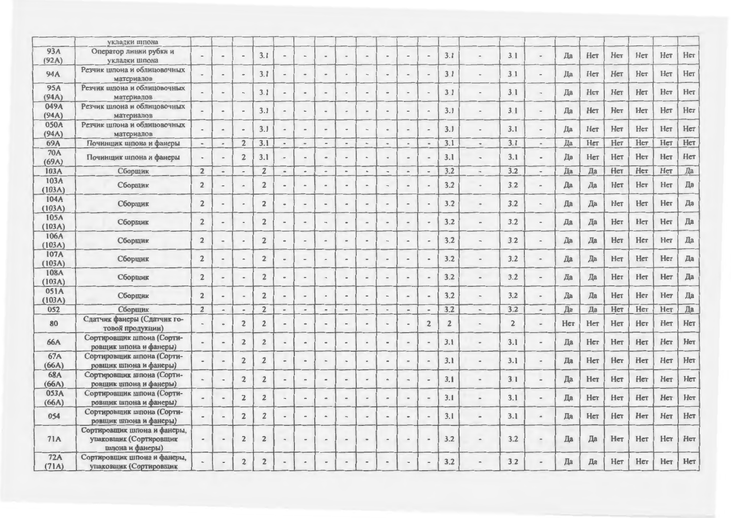| | | | | | | | | | | | | | | | | | | | | | | | |
|---|---|---|---|---|---|---|---|---|---|---|---|---|---|---|---|---|---|---|---|---|---|---|---|
| | укладки шпона | | | | | | | | | | | | | | | | | | | | | | |
| 93А (92А) | Оператор линии рубки и укладки шпона | - | - | - | 3.1 | - | - | - | - | - | - | - | - | 3.1 | - | 3.1 | - | Да | Нет | Нет | Нет | Нет | Нет |
| 94А | Резчик шпона и облицовочных материалов | - | - | - | 3.1 | - | - | - | - | - | - | - | - | 3.1 | - | 3.1 | - | Да | Нет | Нет | Нет | Нет | Нет |
| 95А (94А) | Резчик шпона и облицовочных материалов | - | - | - | 3.1 | - | - | - | - | - | - | - | - | 3.1 | - | 3.1 | - | Да | Нет | Нет | Нет | Нет | Нет |
| 049А (94А) | Резчик шпона и облицовочных материалов | - | - | - | 3.1 | - | - | - | - | - | - | - | - | 3.1 | - | 3.1 | - | Да | Нет | Нет | Нет | Нет | Нет |
| 050А (94А) | Резчик шпона и облицовочных материалов | - | - | - | 3.1 | - | - | - | - | - | - | - | - | 3.1 | - | 3.1 | - | Да | Нет | Нет | Нет | Нет | Нет |
| 69А | Починщик шпона и фанеры | - | - | 2 | 3.1 | - | - | - | - | - | - | - | - | 3.1 | - | 3.1 | - | Да | Нет | Нет | Нет | Нет | Нет |
| 70А (69А) | Починщик шпона и фанеры | - | - | 2 | 3.1 | - | - | - | - | - | - | - | - | 3.1 | - | 3.1 | - | Да | Нет | Нет | Нет | Нет | Нет |
| 103А | Сборщик | 2 | - | - | 2 | - | - | - | - | - | - | - | - | 3.2 | - | 3.2 | - | Да | Да | Нет | Нет | Нет | Да |
| 103А (103А) | Сборщик | 2 | - | - | 2 | - | - | - | - | - | - | - | - | 3.2 | - | 3.2 | - | Да | Да | Нет | Нет | Нет | Да |
| 104А (103А) | Сборщик | 2 | - | - | 2 | - | - | - | - | - | - | - | - | 3.2 | - | 3.2 | - | Да | Да | Нет | Нет | Нет | Да |
| 105А (103А) | Сборщик | 2 | - | - | 2 | - | - | - | - | - | - | - | - | 3.2 | - | 3.2 | - | Да | Да | Нет | Нет | Нет | Да |
| 106А (103А) | Сборщик | 2 | - | - | 2 | - | - | - | - | - | - | - | - | 3.2 | - | 3.2 | - | Да | Да | Нет | Нет | Нет | Да |
| 107А (103А) | Сборщик | 2 | - | - | 2 | - | - | - | - | - | - | - | - | 3.2 | - | 3.2 | - | Да | Да | Нет | Нет | Нет | Да |
| 108А (103А) | Сборщик | 2 | - | - | 2 | - | - | - | - | - | - | - | - | 3.2 | - | 3.2 | - | Да | Да | Нет | Нет | Нет | Да |
| 051А (103А) | Сборщик | 2 | - | - | 2 | - | - | - | - | - | - | - | - | 3.2 | - | 3.2 | - | Да | Да | Нет | Нет | Нет | Да |
| 052 | Сборщик | 2 | - | - | 2 | - | - | - | - | - | - | - | - | 3.2 | - | 3.2 | - | Да | Да | Нет | Нет | Нет | Да |
| 80 | Сдатчик фанеры (Сдатчик готовой продукции) | - | - | 2 | 2 | - | - | - | - | - | - | - | 2 | 2 | - | 2 | - | Нет | Нет | Нет | Нет | Нет | Нет |
| 66А | Сортировщик шпона (Сортировщик шпона и фанеры) | - | - | 2 | 2 | - | - | - | - | - | - | - | - | 3.1 | - | 3.1 | - | Да | Нет | Нет | Нет | Нет | Нет |
| 67А (66А) | Сортировщик шпона (Сортировщик шпона и фанеры) | - | - | 2 | 2 | - | - | - | - | - | - | - | - | 3.1 | - | 3.1 | - | Да | Нет | Нет | Нет | Нет | Нет |
| 68А (66А) | Сортировщик шпона (Сортировщик шпона и фанеры) | - | - | 2 | 2 | - | - | - | - | - | - | - | - | 3.1 | - | 3.1 | - | Да | Нет | Нет | Нет | Нет | Нет |
| 053А (66А) | Сортировщик шпона (Сортировщик шпона и фанеры) | - | - | 2 | 2 | - | - | - | - | - | - | - | - | 3.1 | - | 3.1 | - | Да | Нет | Нет | Нет | Нет | Нет |
| 054 | Сортировщик шпона (Сортировщик шпона и фанеры) | - | - | 2 | 2 | - | - | - | - | - | - | - | - | 3.1 | - | 3.1 | - | Да | Нет | Нет | Нет | Нет | Нет |
| 71А | Сортировщик шпона и фанеры, упаковщик (Сортировщик шпона и фанеры) | - | - | 2 | 2 | - | - | - | - | - | - | - | - | 3.2 | - | 3.2 | - | Да | Да | Нет | Нет | Нет | Нет |
| 72А (71А) | Сортировщик шпона и фанеры, упаковщик (Сортировщик | - | - | 2 | 2 | - | - | - | - | - | - | - | - | 3.2 | - | 3.2 | - | Да | Да | Нет | Нет | Нет | Нет |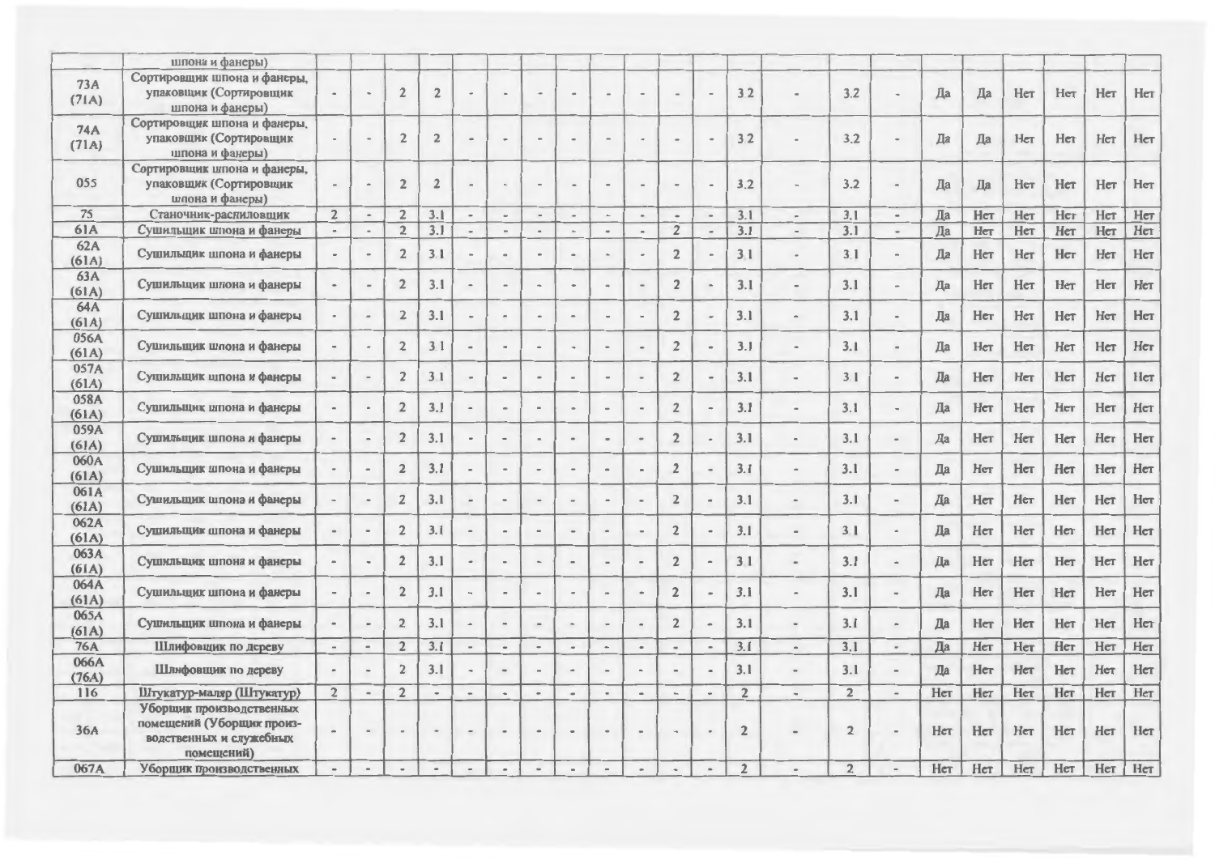| | | | | | | | | | | | | | | | | | | | | | | | |
|---|---|---|---|---|---|---|---|---|---|---|---|---|---|---|---|---|---|---|---|---|---|---|---|
| | шпона и фанеры) | | | | | | | | | | | | | | | | | | | | | | |
| 73А (71А) | Сортировщик шпона и фанеры, упаковщик (Сортировщик шпона и фанеры) | - | - | 2 | 2 | - | - | - | - | - | - | - | - | 3.2 | - | 3.2 | - | Да | Да | Нет | Нет | Нет | Нет |
| 74А (71А) | Сортировщик шпона и фанеры, упаковщик (Сортировщик шпона и фанеры) | - | - | 2 | 2 | - | - | - | - | - | - | - | - | 3.2 | - | 3.2 | - | Да | Да | Нет | Нет | Нет | Нет |
| 055 | Сортировщик шпона и фанеры, упаковщик (Сортировщик шпона и фанеры) | - | - | 2 | 2 | - | - | - | - | - | - | - | - | 3.2 | - | 3.2 | - | Да | Да | Нет | Нет | Нет | Нет |
| 75 | Станочник-распиловщик | 2 | - | 2 | 3.1 | - | - | - | - | - | - | - | - | 3.1 | - | 3.1 | - | Да | Нет | Нет | Нет | Нет | Нет |
| 61А | Сушильщик шпона и фанеры | - | - | 2 | 3.1 | - | - | - | - | - | - | 2 | - | 3.1 | - | 3.1 | - | Да | Нет | Нет | Нет | Нет | Нет |
| 62А (61А) | Сушильщик шпона и фанеры | - | - | 2 | 3.1 | - | - | - | - | - | - | 2 | - | 3.1 | - | 3.1 | - | Да | Нет | Нет | Нет | Нет | Нет |
| 63А (61А) | Сушильщик шпона и фанеры | - | - | 2 | 3.1 | - | - | - | - | - | - | 2 | - | 3.1 | - | 3.1 | - | Да | Нет | Нет | Нет | Нет | Нет |
| 64А (61А) | Сушильщик шпона и фанеры | - | - | 2 | 3.1 | - | - | - | - | - | - | 2 | - | 3.1 | - | 3.1 | - | Да | Нет | Нет | Нет | Нет | Нет |
| 056А (61А) | Сушильщик шпона и фанеры | - | - | 2 | 3.1 | - | - | - | - | - | - | 2 | - | 3.1 | - | 3.1 | - | Да | Нет | Нет | Нет | Нет | Нет |
| 057А (61А) | Сушильщик шпона и фанеры | - | - | 2 | 3.1 | - | - | - | - | - | - | 2 | - | 3.1 | - | 3.1 | - | Да | Нет | Нет | Нет | Нет | Нет |
| 058А (61А) | Сушильщик шпона и фанеры | - | - | 2 | 3.1 | - | - | - | - | - | - | 2 | - | 3.1 | - | 3.1 | - | Да | Нет | Нет | Нет | Нет | Нет |
| 059А (61А) | Сушильщик шпона и фанеры | - | - | 2 | 3.1 | - | - | - | - | - | - | 2 | - | 3.1 | - | 3.1 | - | Да | Нет | Нет | Нет | Нет | Нет |
| 060А (61А) | Сушильщик шпона и фанеры | - | - | 2 | 3.1 | - | - | - | - | - | - | 2 | - | 3.1 | - | 3.1 | - | Да | Нет | Нет | Нет | Нет | Нет |
| 061А (61А) | Сушильщик шпона и фанеры | - | - | 2 | 3.1 | - | - | - | - | - | - | 2 | - | 3.1 | - | 3.1 | - | Да | Нет | Нет | Нет | Нет | Нет |
| 062А (61А) | Сушильщик шпона и фанеры | - | - | 2 | 3.1 | - | - | - | - | - | - | 2 | - | 3.1 | - | 3.1 | - | Да | Нет | Нет | Нет | Нет | Нет |
| 063А (61А) | Сушильщик шпона и фанеры | - | - | 2 | 3.1 | - | - | - | - | - | - | 2 | - | 3.1 | - | 3.1 | - | Да | Нет | Нет | Нет | Нет | Нет |
| 064А (61А) | Сушильщик шпона и фанеры | - | - | 2 | 3.1 | - | - | - | - | - | - | 2 | - | 3.1 | - | 3.1 | - | Да | Нет | Нет | Нет | Нет | Нет |
| 065А (61А) | Сушильщик шпона и фанеры | - | - | 2 | 3.1 | - | - | - | - | - | - | 2 | - | 3.1 | - | 3.1 | - | Да | Нет | Нет | Нет | Нет | Нет |
| 76А | Шлифовщик по дереву | - | - | 2 | 3.1 | - | - | - | - | - | - | - | - | 3.1 | - | 3.1 | - | Да | Нет | Нет | Нет | Нет | Нет |
| 066А (76А) | Шлифовщик по дереву | - | - | 2 | 3.1 | - | - | - | - | - | - | - | - | 3.1 | - | 3.1 | - | Да | Нет | Нет | Нет | Нет | Нет |
| 116 | Штукатур-маляр (Штукатур) | 2 | - | 2 | - | - | - | - | - | - | - | - | - | 2 | - | 2 | - | Нет | Нет | Нет | Нет | Нет | Нет |
| 36А | Уборщик производственных помещений (Уборщик производственных и служебных помещений) | - | - | - | - | - | - | - | - | - | - | - | - | 2 | - | 2 | - | Нет | Нет | Нет | Нет | Нет | Нет |
| 067А | Уборщик производственных | - | - | - | - | - | - | - | - | - | - | - | - | 2 | - | 2 | - | Нет | Нет | Нет | Нет | Нет | Нет |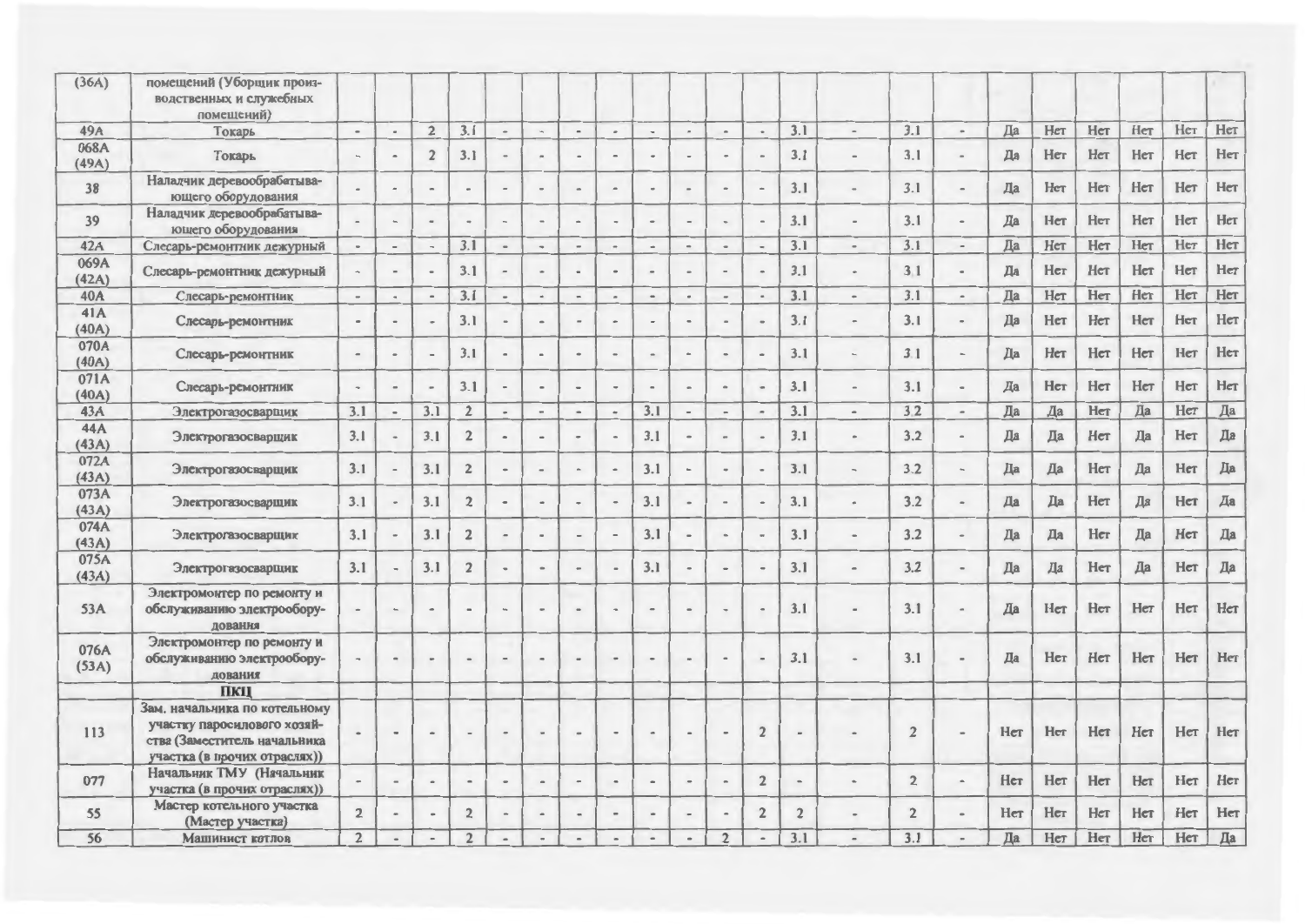| (36А) | помещений (Уборщик производственных и служебных помещений) | | | | | | | | | | | | | | | | | | | | | | |
|---|---|---|---|---|---|---|---|---|---|---|---|---|---|---|---|---|---|---|---|---|---|---|---|
| 49А | Токарь | - | - | 2 | 3.1 | - | - | - | - | - | - | - | - | 3.1 | - | 3.1 | - | Да | Нет | Нет | Нет | Нет | Нет |
| 068А (49А) | Токарь | - | - | 2 | 3.1 | - | - | - | - | - | - | - | - | 3.1 | - | 3.1 | - | Да | Нет | Нет | Нет | Нет | Нет |
| 38 | Наладчик деревообрабатывающего оборудования | - | - | - | - | - | - | - | - | - | - | - | - | 3.1 | - | 3.1 | - | Да | Нет | Нет | Нет | Нет | Нет |
| 39 | Наладчик деревообрабатывающего оборудования | - | - | - | - | - | - | - | - | - | - | - | - | 3.1 | - | 3.1 | - | Да | Нет | Нет | Нет | Нет | Нет |
| 42А | Слесарь-ремонтник дежурный | - | - | - | 3.1 | - | - | - | - | - | - | - | - | 3.1 | - | 3.1 | - | Да | Нет | Нет | Нет | Нет | Нет |
| 069А (42А) | Слесарь-ремонтник дежурный | - | - | - | 3.1 | - | - | - | - | - | - | - | - | 3.1 | - | 3.1 | - | Да | Нет | Нет | Нет | Нет | Нет |
| 40А | Слесарь-ремонтник | - | - | - | 3.1 | - | - | - | - | - | - | - | - | 3.1 | - | 3.1 | - | Да | Нет | Нет | Нет | Нет | Нет |
| 41А (40А) | Слесарь-ремонтник | - | - | - | 3.1 | - | - | - | - | - | - | - | - | 3.1 | - | 3.1 | - | Да | Нет | Нет | Нет | Нет | Нет |
| 070А (40А) | Слесарь-ремонтник | - | - | - | 3.1 | - | - | - | - | - | - | - | - | 3.1 | - | 3.1 | - | Да | Нет | Нет | Нет | Нет | Нет |
| 071А (40А) | Слесарь-ремонтник | - | - | - | 3.1 | - | - | - | - | - | - | - | - | 3.1 | - | 3.1 | - | Да | Нет | Нет | Нет | Нет | Нет |
| 43А | Электрогазосварщик | 3.1 | - | 3.1 | 2 | - | - | - | - | 3.1 | - | - | - | 3.1 | - | 3.2 | - | Да | Да | Нет | Да | Нет | Да |
| 44А (43А) | Электрогазосварщик | 3.1 | - | 3.1 | 2 | - | - | - | - | 3.1 | - | - | - | 3.1 | - | 3.2 | - | Да | Да | Нет | Да | Нет | Да |
| 072А (43А) | Электрогазосварщик | 3.1 | - | 3.1 | 2 | - | - | - | - | 3.1 | - | - | - | 3.1 | - | 3.2 | - | Да | Да | Нет | Да | Нет | Да |
| 073А (43А) | Электрогазосварщик | 3.1 | - | 3.1 | 2 | - | - | - | - | 3.1 | - | - | - | 3.1 | - | 3.2 | - | Да | Да | Нет | Да | Нет | Да |
| 074А (43А) | Электрогазосварщик | 3.1 | - | 3.1 | 2 | - | - | - | - | 3.1 | - | - | - | 3.1 | - | 3.2 | - | Да | Да | Нет | Да | Нет | Да |
| 075А (43А) | Электрогазосварщик | 3.1 | - | 3.1 | 2 | - | - | - | - | 3.1 | - | - | - | 3.1 | - | 3.2 | - | Да | Да | Нет | Да | Нет | Да |
| 53А | Электромонтер по ремонту и обслуживанию электрооборудования | - | - | - | - | - | - | - | - | - | - | - | - | 3.1 | - | 3.1 | - | Да | Нет | Нет | Нет | Нет | Нет |
| 076А (53А) | Электромонтер по ремонту и обслуживанию электрооборудования | - | - | - | - | - | - | - | - | - | - | - | - | 3.1 | - | 3.1 | - | Да | Нет | Нет | Нет | Нет | Нет |
| | **ПКЦ** | | | | | | | | | | | | | | | | | | | | | | |
| 113 | Зам. начальника по котельному участку паросилового хозяйства (Заместитель начальника участка (в прочих отраслях)) | - | - | - | - | - | - | - | - | - | - | - | 2 | - | - | 2 | - | Нет | Нет | Нет | Нет | Нет | Нет |
| 077 | Начальник ТМУ (Начальник участка (в прочих отраслях)) | - | - | - | - | - | - | - | - | - | - | - | 2 | - | - | 2 | - | Нет | Нет | Нет | Нет | Нет | Нет |
| 55 | Мастер котельного участка (Мастер участка) | 2 | - | - | 2 | - | - | - | - | - | - | - | 2 | 2 | - | 2 | - | Нет | Нет | Нет | Нет | Нет | Нет |
| 56 | Машинист котлов | 2 | - | - | 2 | - | - | - | - | - | - | 2 | - | 3.1 | - | 3.1 | - | Да | Нет | Нет | Нет | Нет | Да |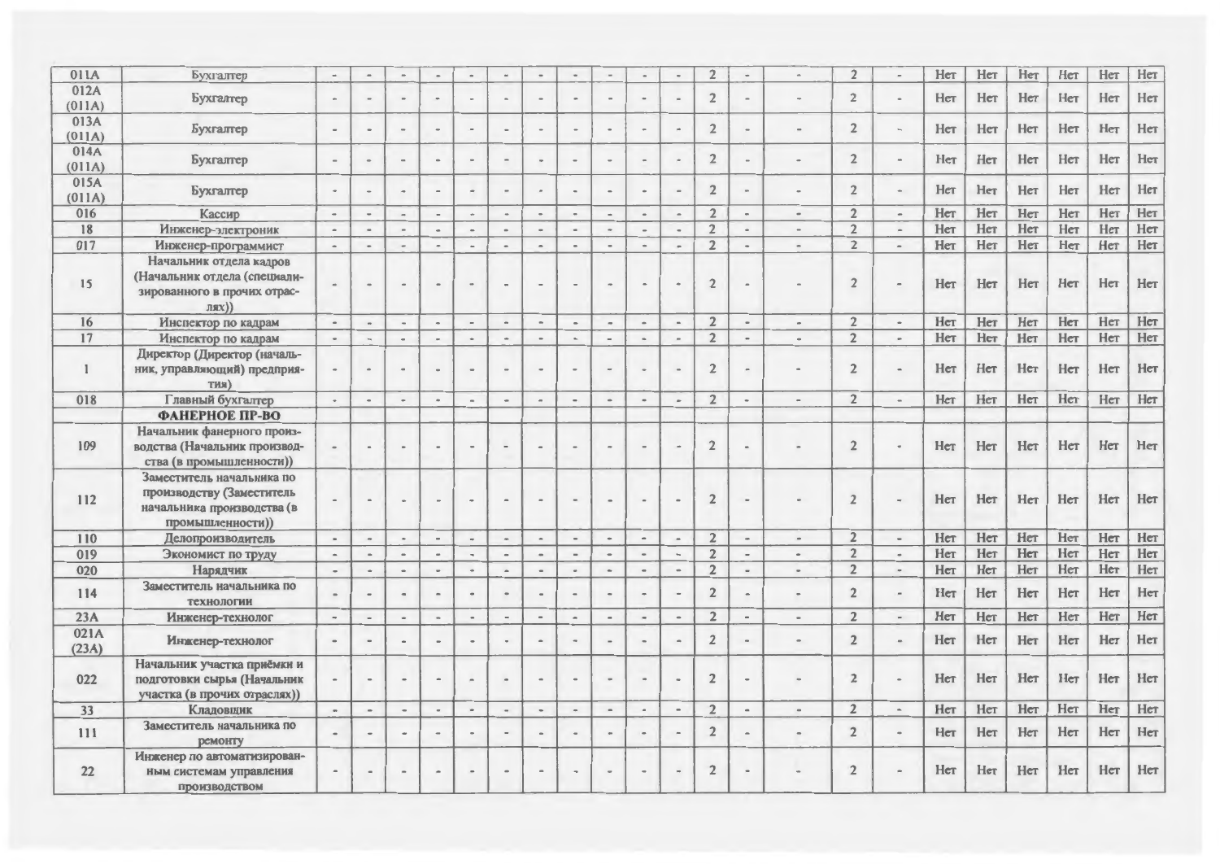| | | | | | | | | | | | | | | | | | | | | | | | |
|---|---|---|---|---|---|---|---|---|---|---|---|---|---|---|---|---|---|---|---|---|---|---|---|
| 011А | Бухгалтер | - | - | - | - | - | - | - | - | - | - | - | 2 | - | - | 2 | - | Нет | Нет | Нет | Нет | Нет | Нет |
| 012А (011А) | Бухгалтер | - | - | - | - | - | - | - | - | - | - | - | 2 | - | - | 2 | - | Нет | Нет | Нет | Нет | Нет | Нет |
| 013А (011А) | Бухгалтер | - | - | - | - | - | - | - | - | - | - | - | 2 | - | - | 2 | - | Нет | Нет | Нет | Нет | Нет | Нет |
| 014А (011А) | Бухгалтер | - | - | - | - | - | - | - | - | - | - | - | 2 | - | - | 2 | - | Нет | Нет | Нет | Нет | Нет | Нет |
| 015А (011А) | Бухгалтер | - | - | - | - | - | - | - | - | - | - | - | 2 | - | - | 2 | - | Нет | Нет | Нет | Нет | Нет | Нет |
| 016 | Кассир | - | - | - | - | - | - | - | - | - | - | - | 2 | - | - | 2 | - | Нет | Нет | Нет | Нет | Нет | Нет |
| 18 | Инженер-электроник | - | - | - | - | - | - | - | - | - | - | - | 2 | - | - | 2 | - | Нет | Нет | Нет | Нет | Нет | Нет |
| 017 | Инженер-программист | - | - | - | - | - | - | - | - | - | - | - | 2 | - | - | 2 | - | Нет | Нет | Нет | Нет | Нет | Нет |
| 15 | Начальник отдела кадров (Начальник отдела (специализированного в прочих отраслях)) | - | - | - | - | - | - | - | - | - | - | - | 2 | - | - | 2 | - | Нет | Нет | Нет | Нет | Нет | Нет |
| 16 | Инспектор по кадрам | - | - | - | - | - | - | - | - | - | - | - | 2 | - | - | 2 | - | Нет | Нет | Нет | Нет | Нет | Нет |
| 17 | Инспектор по кадрам | - | - | - | - | - | - | - | - | - | - | - | 2 | - | - | 2 | - | Нет | Нет | Нет | Нет | Нет | Нет |
| 1 | Директор (Директор (начальник, управляющий) предприятия) | - | - | - | - | - | - | - | - | - | - | - | 2 | - | - | 2 | - | Нет | Нет | Нет | Нет | Нет | Нет |
| 018 | Главный бухгалтер | - | - | - | - | - | - | - | - | - | - | - | 2 | - | - | 2 | - | Нет | Нет | Нет | Нет | Нет | Нет |
| | **ФАНЕРНОЕ ПР-ВО** | | | | | | | | | | | | | | | | | | | | | | |
| 109 | Начальник фанерного производства (Начальник производства (в промышленности)) | - | - | - | - | - | - | - | - | - | - | - | 2 | - | - | 2 | - | Нет | Нет | Нет | Нет | Нет | Нет |
| 112 | Заместитель начальника по производству (Заместитель начальника производства (в промышленности)) | - | - | - | - | - | - | - | - | - | - | - | 2 | - | - | 2 | - | Нет | Нет | Нет | Нет | Нет | Нет |
| 110 | Делопроизводитель | - | - | - | - | - | - | - | - | - | - | - | 2 | - | - | 2 | - | Нет | Нет | Нет | Нет | Нет | Нет |
| 019 | Экономист по труду | - | - | - | - | - | - | - | - | - | - | - | 2 | - | - | 2 | - | Нет | Нет | Нет | Нет | Нет | Нет |
| 020 | Нарядчик | - | - | - | - | - | - | - | - | - | - | - | 2 | - | - | 2 | - | Нет | Нет | Нет | Нет | Нет | Нет |
| 114 | Заместитель начальника по технологии | - | - | - | - | - | - | - | - | - | - | - | 2 | - | - | 2 | - | Нет | Нет | Нет | Нет | Нет | Нет |
| 23А | Инженер-технолог | - | - | - | - | - | - | - | - | - | - | - | 2 | - | - | 2 | - | Нет | Нет | Нет | Нет | Нет | Нет |
| 021А (23А) | Инженер-технолог | - | - | - | - | - | - | - | - | - | - | - | 2 | - | - | 2 | - | Нет | Нет | Нет | Нет | Нет | Нет |
| 022 | Начальник участка приёмки и подготовки сырья (Начальник участка (в прочих отраслях)) | - | - | - | - | - | - | - | - | - | - | - | 2 | - | - | 2 | - | Нет | Нет | Нет | Нет | Нет | Нет |
| 33 | Кладовщик | - | - | - | - | - | - | - | - | - | - | - | 2 | - | - | 2 | - | Нет | Нет | Нет | Нет | Нет | Нет |
| 111 | Заместитель начальника по ремонту | - | - | - | - | - | - | - | - | - | - | - | 2 | - | - | 2 | - | Нет | Нет | Нет | Нет | Нет | Нет |
| 22 | Инженер по автоматизированным системам управления производством | - | - | - | - | - | - | - | - | - | - | - | 2 | - | - | 2 | - | Нет | Нет | Нет | Нет | Нет | Нет |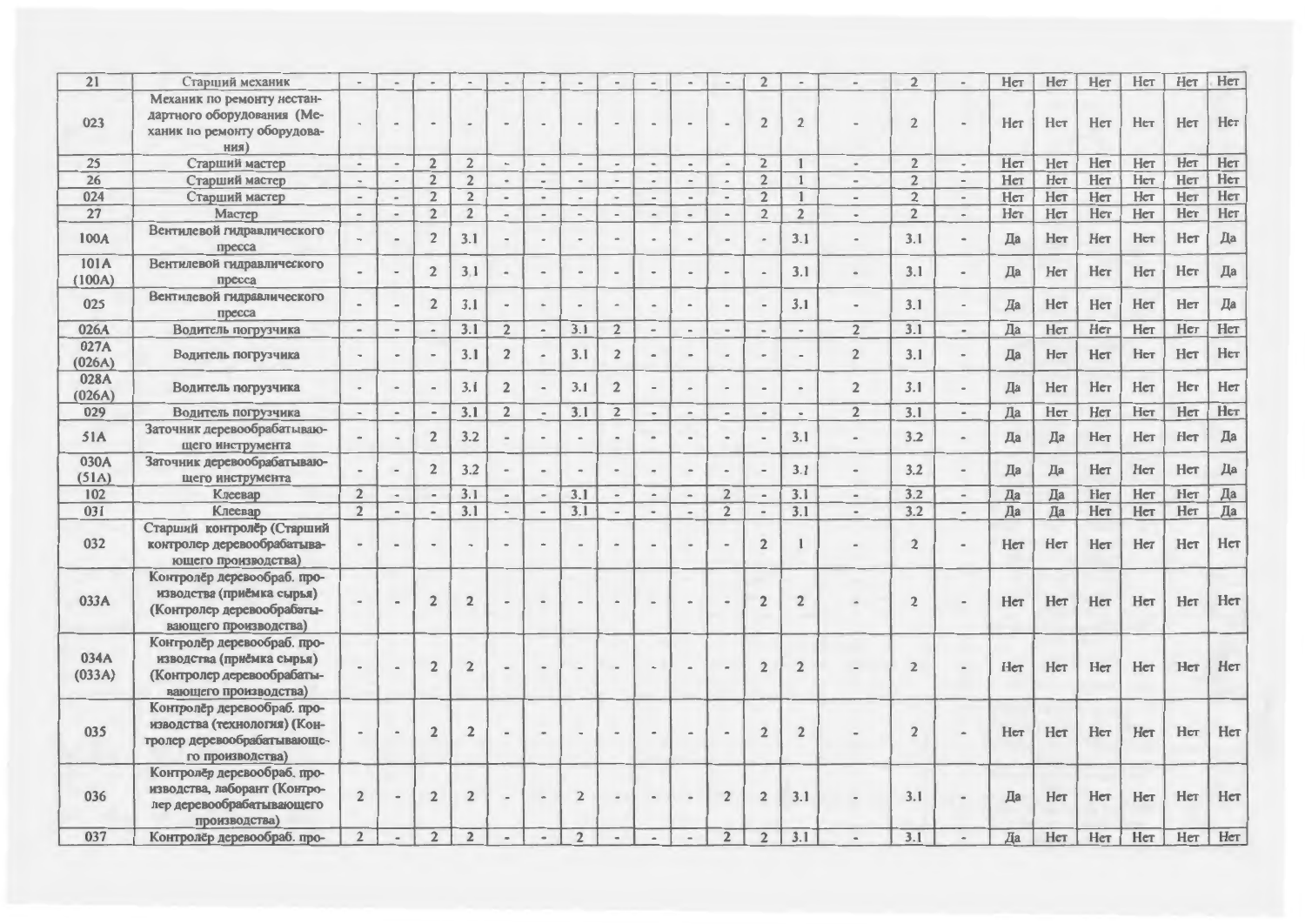| | | | | | | | | | | | | | | | | | | | | | | | |
|---|---|---|---|---|---|---|---|---|---|---|---|---|---|---|---|---|---|---|---|---|---|---|---|
| 21 | Старший механик | - | - | - | - | - | - | - | - | - | - | - | 2 | - | - | 2 | - | Нет | Нет | Нет | Нет | Нет | Нет |
| 023 | Механик по ремонту нестандартного оборудования (Механик по ремонту оборудования) | - | - | - | - | - | - | - | - | - | - | - | 2 | 2 | - | 2 | - | Нет | Нет | Нет | Нет | Нет | Нет |
| 25 | Старший мастер | - | - | 2 | 2 | - | - | - | - | - | - | - | 2 | 1 | - | 2 | - | Нет | Нет | Нет | Нет | Нет | Нет |
| 26 | Старший мастер | - | - | 2 | 2 | - | - | - | - | - | - | - | 2 | 1 | - | 2 | - | Нет | Нет | Нет | Нет | Нет | Нет |
| 024 | Старший мастер | - | - | 2 | 2 | - | - | - | - | - | - | - | 2 | 1 | - | 2 | - | Нет | Нет | Нет | Нет | Нет | Нет |
| 27 | Мастер | - | - | 2 | 2 | - | - | - | - | - | - | - | 2 | 2 | - | 2 | - | Нет | Нет | Нет | Нет | Нет | Нет |
| 100А | Вентилевой гидравлического пресса | - | - | 2 | 3.1 | - | - | - | - | - | - | - | - | 3.1 | - | 3.1 | - | Да | Нет | Нет | Нет | Нет | Да |
| 101А (100А) | Вентилевой гидравлического пресса | - | - | 2 | 3.1 | - | - | - | - | - | - | - | - | 3.1 | - | 3.1 | - | Да | Нет | Нет | Нет | Нет | Да |
| 025 | Вентилевой гидравлического пресса | - | - | 2 | 3.1 | - | - | - | - | - | - | - | - | 3.1 | - | 3.1 | - | Да | Нет | Нет | Нет | Нет | Да |
| 026А | Водитель погрузчика | - | - | - | 3.1 | 2 | - | 3.1 | 2 | - | - | - | - | - | 2 | 3.1 | - | Да | Нет | Нет | Нет | Нет | Нет |
| 027А (026А) | Водитель погрузчика | - | - | - | 3.1 | 2 | - | 3.1 | 2 | - | - | - | - | - | 2 | 3.1 | - | Да | Нет | Нет | Нет | Нет | Нет |
| 028А (026А) | Водитель погрузчика | - | - | - | 3.1 | 2 | - | 3.1 | 2 | - | - | - | - | - | 2 | 3.1 | - | Да | Нет | Нет | Нет | Нет | Нет |
| 029 | Водитель погрузчика | - | - | - | 3.1 | 2 | - | 3.1 | 2 | - | - | - | - | - | 2 | 3.1 | - | Да | Нет | Нет | Нет | Нет | Нет |
| 51А | Заточник деревообрабатывающего инструмента | - | - | 2 | 3.2 | - | - | - | - | - | - | - | - | 3.1 | - | 3.2 | - | Да | Да | Нет | Нет | Нет | Да |
| 030А (51А) | Заточник деревообрабатывающего инструмента | - | - | 2 | 3.2 | - | - | - | - | - | - | - | - | 3.1 | - | 3.2 | - | Да | Да | Нет | Нет | Нет | Да |
| 102 | Клеевар | 2 | - | - | 3.1 | - | - | 3.1 | - | - | - | 2 | - | 3.1 | - | 3.2 | - | Да | Да | Нет | Нет | Нет | Да |
| 031 | Клеевар | 2 | - | - | 3.1 | - | - | 3.1 | - | - | - | 2 | - | 3.1 | - | 3.2 | - | Да | Да | Нет | Нет | Нет | Да |
| 032 | Старший контролёр (Старший контролер деревообрабатывающего производства) | - | - | - | - | - | - | - | - | - | - | - | 2 | 1 | - | 2 | - | Нет | Нет | Нет | Нет | Нет | Нет |
| 033А | Контролёр деревообраб. производства (приёмка сырья) (Контролер деревообрабатывающего производства) | - | - | 2 | 2 | - | - | - | - | - | - | - | 2 | 2 | - | 2 | - | Нет | Нет | Нет | Нет | Нет | Нет |
| 034А (033А) | Контролёр деревообраб. производства (приёмка сырья) (Контролер деревообрабатывающего производства) | - | - | 2 | 2 | - | - | - | - | - | - | - | 2 | 2 | - | 2 | - | Нет | Нет | Нет | Нет | Нет | Нет |
| 035 | Контролёр деревообраб. производства (технология) (Контролер деревообрабатывающего производства) | - | - | 2 | 2 | - | - | - | - | - | - | - | 2 | 2 | - | 2 | - | Нет | Нет | Нет | Нет | Нет | Нет |
| 036 | Контролёр деревообраб. производства, лаборант (Контролер деревообрабатывающего производства) | 2 | - | 2 | 2 | - | - | 2 | - | - | - | 2 | 2 | 3.1 | - | 3.1 | - | Да | Нет | Нет | Нет | Нет | Нет |
| 037 | Контролёр деревообраб. про- | 2 | - | 2 | 2 | - | - | 2 | - | - | - | 2 | 2 | 3.1 | - | 3.1 | - | Да | Нет | Нет | Нет | Нет | Нет |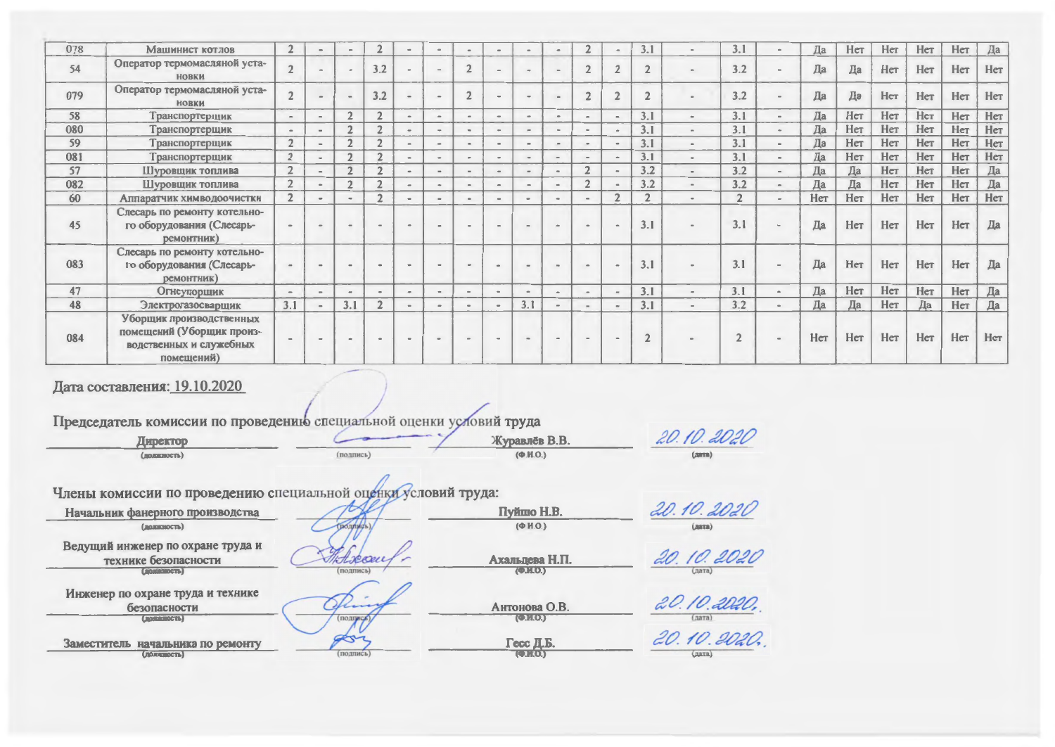| | | | | | | | | | | | | | | | | | | | | | | | |
|---|---|---|---|---|---|---|---|---|---|---|---|---|---|---|---|---|---|---|---|---|---|---|---|
| 078 | Машинист котлов | 2 | - | - | 2 | - | - | - | - | - | - | 2 | - | 3.1 | - | 3.1 | - | Да | Нет | Нет | Нет | Нет | Да |
| 54 | Оператор термомасляной установки | 2 | - | - | 3.2 | - | - | 2 | - | - | - | 2 | 2 | 2 | - | 3.2 | - | Да | Да | Нет | Нет | Нет | Нет |
| 079 | Оператор термомасляной установки | 2 | - | - | 3.2 | - | - | 2 | - | - | - | 2 | 2 | 2 | - | 3.2 | - | Да | Да | Нет | Нет | Нет | Нет |
| 58 | Транспортерщик | - | - | 2 | 2 | - | - | - | - | - | - | - | - | 3.1 | - | 3.1 | - | Да | Нет | Нет | Нет | Нет | Нет |
| 080 | Транспортерщик | - | - | 2 | 2 | - | - | - | - | - | - | - | - | 3.1 | - | 3.1 | - | Да | Нет | Нет | Нет | Нет | Нет |
| 59 | Транспортерщик | 2 | - | 2 | 2 | - | - | - | - | - | - | - | - | 3.1 | - | 3.1 | - | Да | Нет | Нет | Нет | Нет | Нет |
| 081 | Транспортерщик | 2 | - | 2 | 2 | - | - | - | - | - | - | - | - | 3.1 | - | 3.1 | - | Да | Нет | Нет | Нет | Нет | Нет |
| 57 | Шуровщик топлива | 2 | - | 2 | 2 | - | - | - | - | - | - | 2 | - | 3.2 | - | 3.2 | - | Да | Да | Нет | Нет | Нет | Да |
| 082 | Шуровщик топлива | 2 | - | 2 | 2 | - | - | - | - | - | - | 2 | - | 3.2 | - | 3.2 | - | Да | Да | Нет | Нет | Нет | Да |
| 60 | Аппаратчик химводоочистки | 2 | - | - | 2 | - | - | - | - | - | - | - | 2 | 2 | - | 2 | - | Нет | Нет | Нет | Нет | Нет | Нет |
| 45 | Слесарь по ремонту котельного оборудования (Слесарь-ремонтник) | - | - | - | - | - | - | - | - | - | - | - | - | 3.1 | - | 3.1 | - | Да | Нет | Нет | Нет | Нет | Да |
| 083 | Слесарь по ремонту котельного оборудования (Слесарь-ремонтник) | - | - | - | - | - | - | - | - | - | - | - | - | 3.1 | - | 3.1 | - | Да | Нет | Нет | Нет | Нет | Да |
| 47 | Огнеупорщик | - | - | - | - | - | - | - | - | - | - | - | - | 3.1 | - | 3.1 | - | Да | Нет | Нет | Нет | Нет | Да |
| 48 | Электрогазосварщик | 3.1 | - | 3.1 | 2 | - | - | - | - | 3.1 | - | - | - | 3.1 | - | 3.2 | - | Да | Да | Нет | Да | Нет | Да |
| 084 | Уборщик производственных помещений (Уборщик производственных и служебных помещений) | - | - | - | - | - | - | - | - | - | - | - | - | 2 | - | 2 | - | Нет | Нет | Нет | Нет | Нет | Нет |

Дата составления: 19.10.2020

Председатель комиссии по проведению специальной оценки условий труда

| Директор | | Журавлёв В.В. | 20.10.2020 |
|---|---|---|---|
| (должность) | (подпись) | (Ф.И.О.) | (дата) |

Члены комиссии по проведению специальной оценки условий труда:

| Начальник фанерного производства | | Пуйшо Н.В. | 20.10.2020 |
|---|---|---|---|
| (должность) | (подпись) | (Ф.И.О.) | (дата) |
| Ведущий инженер по охране труда и технике безопасности | | Ахальцева Н.П. | 20.10.2020 |
| (должность) | (подпись) | (Ф.И.О.) | (дата) |
| Инженер по охране труда и технике безопасности | | Антонова О.В. | 20.10.2020. |
| (должность) | (подпись) | (Ф.И.О.) | (дата) |
| Заместитель начальника по ремонту | | Гесс Д.Б. | 20.10.2020. |
| (должность) | (подпись) | (Ф.И.О.) | (дата) |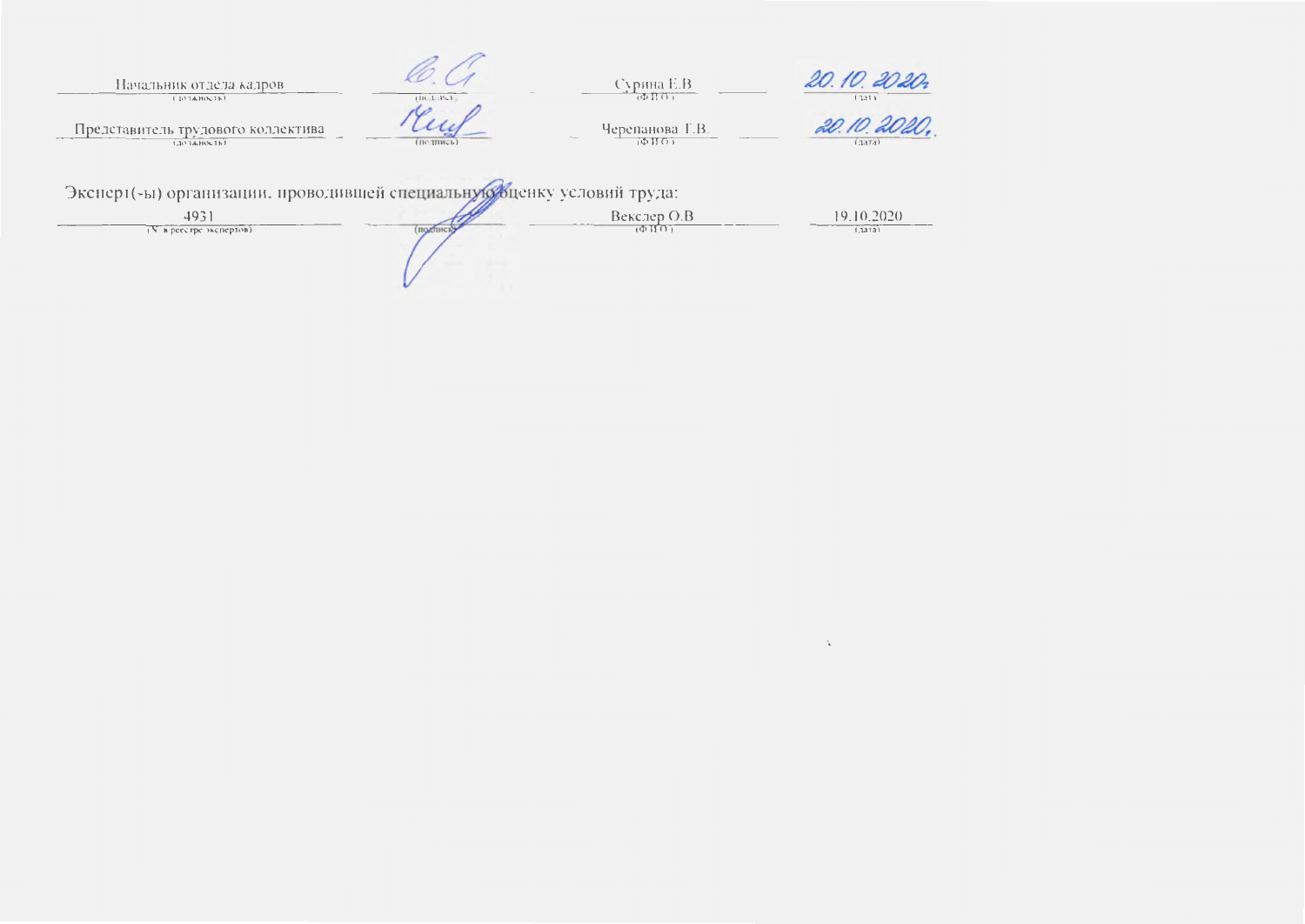| | | | |
|---|---|---|---|
| Начальник отдела кадров | | Сурина Е.В | 20.10.2020г |
| (должность) | (подпись) | (Ф.И.О.) | (дата) |
| Представитель трудового коллектива | | Черепанова Г.В. | 20.10.2020г. |
| (должность) | (подпись) | (Ф.И.О.) | (дата) |

Эксперт(-ы) организации, проводившей специальную оценку условий труда:

| | | | |
|---|---|---|---|
| 4931 | | Векслер О.В | 19.10.2020 |
| (№ в реестре экспертов) | (подпись) | (Ф.И.О.) | (дата) |